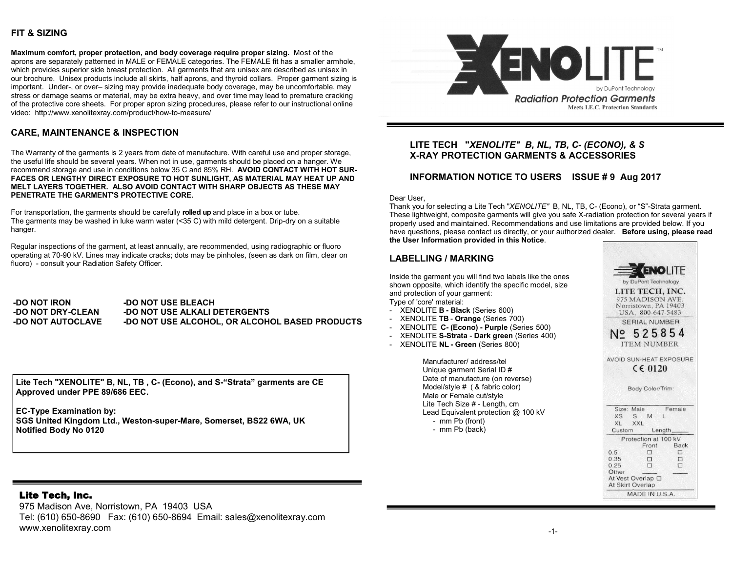## FIT & SIZING

**Maximum comfort, proper protection, and body coverage require proper sizing.** Most of the aprons are separately patterned in MALE or FEMALE categories. The FEMALE fit has a smaller armhole, which provides superior side breast protection. All garments that are unisex are described as unisex in our brochure. Unisex products include all skirts, half aprons, and thyroid collars. Proper garment sizing is important. Under-, or over– sizing may provide inadequate body coverage, may be uncomfortable, may stress or damage seams or material, may be extra heavy, and over time may lead to premature cracking of the protective core sheets. For proper apron sizing procedures, please refer to our instructional online video: http://www.xenolitexray.com/product/how-to-measure/

## CARE, MAINTENANCE & INSPECTION

The Warranty of the garments is 2 years from date of manufacture. With careful use and proper storage, the useful life should be several years. When not in use, garments should be placed on a hanger. We recommend storage and use in conditions below 35 C and 85% RH. **AVOID CONTACT WITH HOT SURFACES OR LENGTHY DIRECT EXPOSURE TO HOT SUNLIGHT, AS MATERIAL MAY HEAT UP AND MELT LAYERS TOGETHER. ALSO AVOID CONTACT WITH SHARP OBJECTS AS THESE MAY PENETRATE THE GARMENT'S PROTECTIVE CORE.**

For transportation, the garments should be carefully **rolled up** and place in a box or tube.
The garments may be washed in luke warm water (<35 C) with mild detergent. Drip-dry on a suitable hanger.

Regular inspections of the garment, at least annually, are recommended, using radiographic or fluoro operating at 70-90 kV. Lines may indicate cracks; dots may be pinholes, (seen as dark on film, clear on fluoro) - consult your Radiation Safety Officer.

**-DO NOT IRON**
**-DO NOT DRY-CLEAN**
**-DO NOT AUTOCLAVE**
**-DO NOT USE BLEACH**
**-DO NOT USE ALKALI DETERGENTS**
**-DO NOT USE ALCOHOL, OR ALCOHOL BASED PRODUCTS**

**Lite Tech "XENOLITE" B, NL, TB , C- (Econo), and S-"Strata" garments are CE Approved under PPE 89/686 EEC.**

**EC-Type Examination by:**
**SGS United Kingdom Ltd., Weston-super-Mare, Somerset, BS22 6WA, UK**
**Notified Body No 0120**

**Lite Tech, Inc.**
975 Madison Ave, Norristown, PA 19403 USA
Tel: (610) 650-8690 Fax: (610) 650-8694 Email: sales@xenolitexray.com
www.xenolitexray.com

# XENOLITE™

by DuPont Technology

**Radiation Protection Garments**

**Meets I.E.C. Protection Standards**

## LITE TECH "*XENOLITE*" B, NL, TB, C- (ECONO), & S X-RAY PROTECTION GARMENTS & ACCESSORIES

## INFORMATION NOTICE TO USERS ISSUE # 9 Aug 2017

Dear User,
Thank you for selecting a Lite Tech "*XENOLITE*" B, NL, TB, C- (Econo), or "S"-Strata garment. These lightweight, composite garments will give you safe X-radiation protection for several years if properly used and maintained. Recommendations and use limitations are provided below. If you have questions, please contact us directly, or your authorized dealer. **Before using, please read the User Information provided in this Notice**.

## LABELLING / MARKING

Inside the garment you will find two labels like the ones shown opposite, which identify the specific model, size and protection of your garment:
Type of 'core' material:

- XENOLITE **B - Black** (Series 600)
- XENOLITE **TB** - **Orange** (Series 700)
- XENOLITE **C- (Econo) - Purple** (Series 500)
- XENOLITE **S-Strata** - **Dark green** (Series 400)
- XENOLITE **NL - Green** (Series 800)

Manufacturer/ address/tel
Unique garment Serial ID #
Date of manufacture (on reverse)
Model/style # ( & fabric color)
Male or Female cut/style
Lite Tech Size # - Length, cm
Lead Equivalent protection @ 100 kV
- mm Pb (front)
- mm Pb (back)

XENOLITE
by DuPont Technology
LITE TECH, INC.
975 MADISON AVE.
Norristown, PA 19403
USA, 800-647-5483
SERIAL NUMBER
№ 525854
ITEM NUMBER
AVOID SUN-HEAT EXPOSURE
CE 0120
Body Color/Trim:
Size: Male Female
XS S M L
XL XXL
Custom Length____
Protection at 100 kV

| | Front | Back |
|---|---|---|
| 0.5 | ☐ | ☐ |
| 0.35 | ☐ | ☐ |
| 0.25 | ☐ | ☐ |
| Other | ____ | ____ |

At Vest Overlap ☐
At Skirt Overlap
MADE IN U.S.A.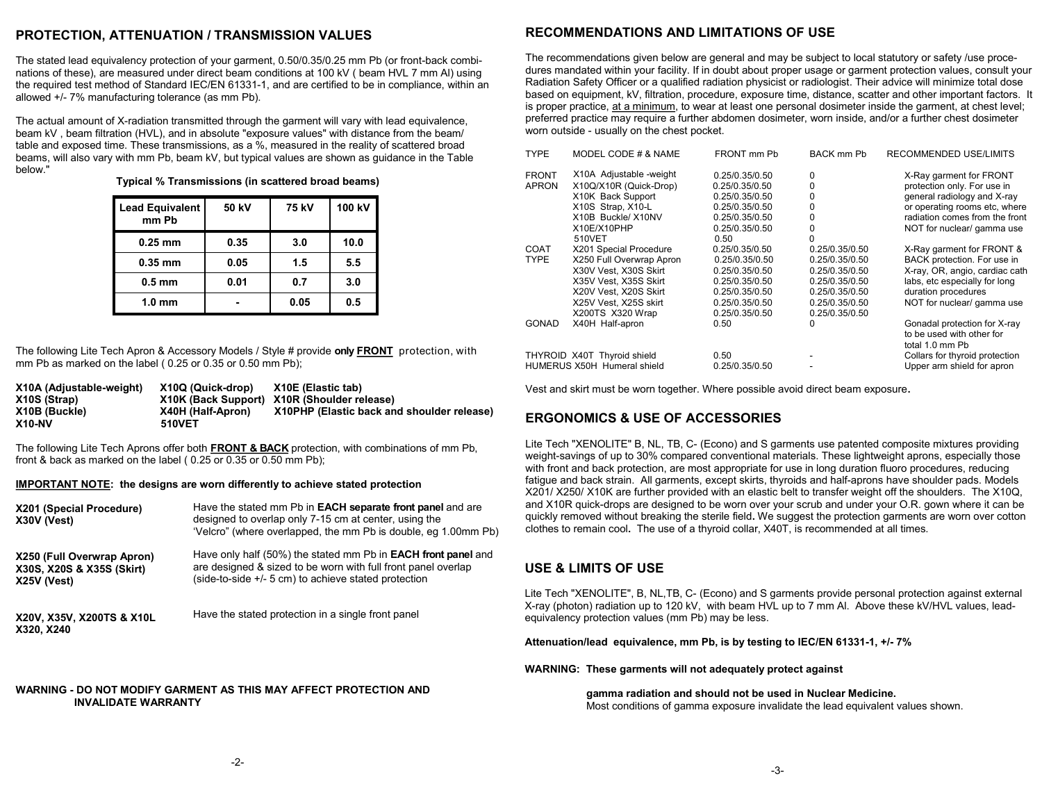## PROTECTION, ATTENUATION / TRANSMISSION VALUES

The stated lead equivalency protection of your garment, 0.50/0.35/0.25 mm Pb (or front-back combinations of these), are measured under direct beam conditions at 100 kV ( beam HVL 7 mm Al) using the required test method of Standard IEC/EN 61331-1, and are certified to be in compliance, within an allowed +/- 7% manufacturing tolerance (as mm Pb).

The actual amount of X-radiation transmitted through the garment will vary with lead equivalence, beam kV , beam filtration (HVL), and in absolute "exposure values" with distance from the beam/ table and exposed time. These transmissions, as a %, measured in the reality of scattered broad beams, will also vary with mm Pb, beam kV, but typical values are shown as guidance in the Table below."

**Typical % Transmissions (in scattered broad beams)**

| Lead Equivalent mm Pb | 50 kV | 75 kV | 100 kV |
|---|---|---|---|
| 0.25 mm | 0.35 | 3.0 | 10.0 |
| 0.35 mm | 0.05 | 1.5 | 5.5 |
| 0.5 mm | 0.01 | 0.7 | 3.0 |
| 1.0 mm | - | 0.05 | 0.5 |

The following Lite Tech Apron & Accessory Models / Style # provide **only FRONT** protection, with mm Pb as marked on the label ( 0.25 or 0.35 or 0.50 mm Pb);

| | | |
|---|---|---|
| **X10A (Adjustable-weight)** | **X10Q (Quick-drop)** | **X10E (Elastic tab)** |
| **X10S (Strap)** | **X10K (Back Support)** | **X10R (Shoulder release)** |
| **X10B (Buckle)** | **X40H (Half-Apron)** | **X10PHP (Elastic back and shoulder release)** |
| **X10-NV** | **510VET** | |

The following Lite Tech Aprons offer both **FRONT & BACK** protection, with combinations of mm Pb, front & back as marked on the label ( 0.25 or 0.35 or 0.50 mm Pb);

**IMPORTANT NOTE: the designs are worn differently to achieve stated protection**

| | |
|---|---|
| **X201 (Special Procedure)** **X30V (Vest)** | Have the stated mm Pb in **EACH separate front panel** and are designed to overlap only 7-15 cm at center, using the 'Velcro" (where overlapped, the mm Pb is double, eg 1.00mm Pb) |
| **X250 (Full Overwrap Apron)** **X30S, X20S & X35S (Skirt)** **X25V (Vest)** | Have only half (50%) the stated mm Pb in **EACH front panel** and are designed & sized to be worn with full front panel overlap (side-to-side +/- 5 cm) to achieve stated protection |
| **X20V, X35V, X200TS & X10L** **X320, X240** | Have the stated protection in a single front panel |

**WARNING - DO NOT MODIFY GARMENT AS THIS MAY AFFECT PROTECTION AND INVALIDATE WARRANTY**

## RECOMMENDATIONS AND LIMITATIONS OF USE

The recommendations given below are general and may be subject to local statutory or safety /use procedures mandated within your facility. If in doubt about proper usage or garment protection values, consult your Radiation Safety Officer or a qualified radiation physicist or radiologist. Their advice will minimize total dose based on equipment, kV, filtration, procedure, exposure time, distance, scatter and other important factors. It is proper practice, at a minimum, to wear at least one personal dosimeter inside the garment, at chest level; preferred practice may require a further abdomen dosimeter, worn inside, and/or a further chest dosimeter worn outside - usually on the chest pocket.

| TYPE | MODEL CODE # & NAME | FRONT mm Pb | BACK mm Pb | RECOMMENDED USE/LIMITS |
|---|---|---|---|---|
| FRONT APRON | X10A Adjustable -weight | 0.25/0.35/0.50 | 0 | X-Ray garment for FRONT protection only. For use in general radiology and X-ray or operating rooms etc, where radiation comes from the front NOT for nuclear/ gamma use |
| | X10Q/X10R (Quick-Drop) | 0.25/0.35/0.50 | 0 | |
| | X10K Back Support | 0.25/0.35/0.50 | 0 | |
| | X10S Strap, X10-L | 0.25/0.35/0.50 | 0 | |
| | X10B Buckle/ X10NV | 0.25/0.35/0.50 | 0 | |
| | X10E/X10PHP | 0.25/0.35/0.50 | 0 | |
| | 510VET | 0.50 | 0 | |
| COAT TYPE | X201 Special Procedure | 0.25/0.35/0.50 | 0.25/0.35/0.50 | X-Ray garment for FRONT & BACK protection. For use in X-ray, OR, angio, cardiac cath labs, etc especially for long duration procedures NOT for nuclear/ gamma use |
| | X250 Full Overwrap Apron | 0.25/0.35/0.50 | 0.25/0.35/0.50 | |
| | X30V Vest, X30S Skirt | 0.25/0.35/0.50 | 0.25/0.35/0.50 | |
| | X35V Vest, X35S Skirt | 0.25/0.35/0.50 | 0.25/0.35/0.50 | |
| | X20V Vest, X20S Skirt | 0.25/0.35/0.50 | 0.25/0.35/0.50 | |
| | X25V Vest, X25S skirt | 0.25/0.35/0.50 | 0.25/0.35/0.50 | |
| | X200TS X320 Wrap | 0.25/0.35/0.50 | 0.25/0.35/0.50 | |
| GONAD | X40H Half-apron | 0.50 | 0 | Gonadal protection for X-ray to be used with other for total 1.0 mm Pb |
| THYROID | X40T Thyroid shield | 0.50 | - | Collars for thyroid protection |
| HUMERUS | X50H Humeral shield | 0.25/0.35/0.50 | - | Upper arm shield for apron |

Vest and skirt must be worn together. Where possible avoid direct beam exposure**.**

## ERGONOMICS & USE OF ACCESSORIES

Lite Tech "XENOLITE" B, NL, TB, C- (Econo) and S garments use patented composite mixtures providing weight-savings of up to 30% compared conventional materials. These lightweight aprons, especially those with front and back protection, are most appropriate for use in long duration fluoro procedures, reducing fatigue and back strain. All garments, except skirts, thyroids and half-aprons have shoulder pads. Models X201/ X250/ X10K are further provided with an elastic belt to transfer weight off the shoulders. The X10Q, and X10R quick-drops are designed to be worn over your scrub and under your O.R. gown where it can be quickly removed without breaking the sterile field**.** We suggest the protection garments are worn over cotton clothes to remain cool**.** The use of a thyroid collar, X40T, is recommended at all times.

## USE & LIMITS OF USE

Lite Tech "XENOLITE", B, NL,TB, C- (Econo) and S garments provide personal protection against external X-ray (photon) radiation up to 120 kV, with beam HVL up to 7 mm Al. Above these kV/HVL values, lead-equivalency protection values (mm Pb) may be less.

**Attenuation/lead equivalence, mm Pb, is by testing to IEC/EN 61331-1, +/- 7%**

**WARNING: These garments will not adequately protect against gamma radiation and should not be used in Nuclear Medicine.**
Most conditions of gamma exposure invalidate the lead equivalent values shown.